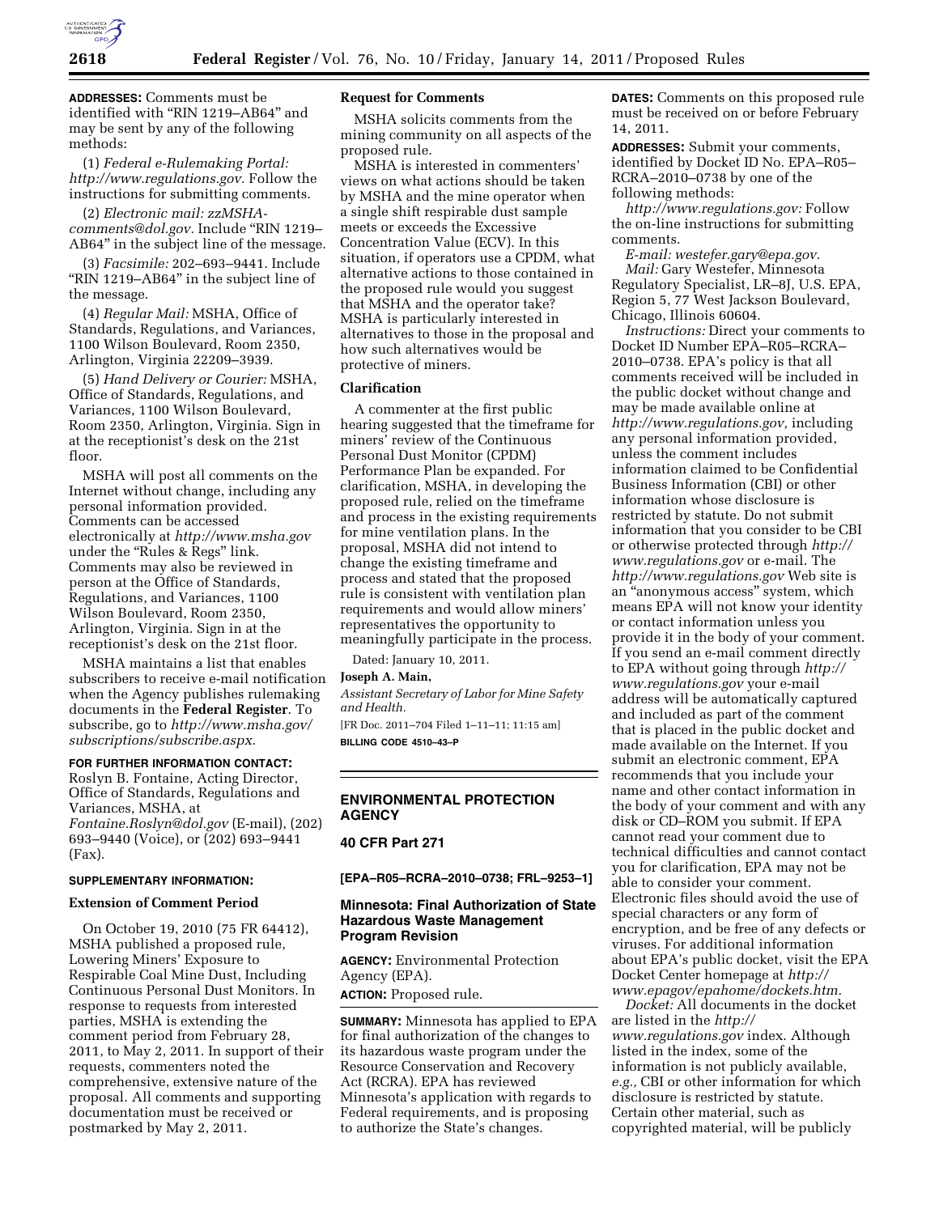**ADDRESSES:** Comments must be identified with "RIN 1219–AB64" and may be sent by any of the following methods:

(1) *Federal e-Rulemaking Portal: http://www.regulations.gov.* Follow the instructions for submitting comments.

(2) *Electronic mail: zzMSHA-comments@dol.gov.* Include "RIN 1219–AB64" in the subject line of the message.

(3) *Facsimile:* 202–693–9441. Include "RIN 1219–AB64" in the subject line of the message.

(4) *Regular Mail:* MSHA, Office of Standards, Regulations, and Variances, 1100 Wilson Boulevard, Room 2350, Arlington, Virginia 22209–3939.

(5) *Hand Delivery or Courier:* MSHA, Office of Standards, Regulations, and Variances, 1100 Wilson Boulevard, Room 2350, Arlington, Virginia. Sign in at the receptionist's desk on the 21st floor.

MSHA will post all comments on the Internet without change, including any personal information provided. Comments can be accessed electronically at *http://www.msha.gov* under the "Rules & Regs" link. Comments may also be reviewed in person at the Office of Standards, Regulations, and Variances, 1100 Wilson Boulevard, Room 2350, Arlington, Virginia. Sign in at the receptionist's desk on the 21st floor.

MSHA maintains a list that enables subscribers to receive e-mail notification when the Agency publishes rulemaking documents in the **Federal Register**. To subscribe, go to *http://www.msha.gov/subscriptions/subscribe.aspx*.

**FOR FURTHER INFORMATION CONTACT:** Roslyn B. Fontaine, Acting Director, Office of Standards, Regulations and Variances, MSHA, at *Fontaine.Roslyn@dol.gov* (E-mail), (202) 693–9440 (Voice), or (202) 693–9441 (Fax).

**SUPPLEMENTARY INFORMATION:**

### Extension of Comment Period

On October 19, 2010 (75 FR 64412), MSHA published a proposed rule, Lowering Miners' Exposure to Respirable Coal Mine Dust, Including Continuous Personal Dust Monitors. In response to requests from interested parties, MSHA is extending the comment period from February 28, 2011, to May 2, 2011. In support of their requests, commenters noted the comprehensive, extensive nature of the proposal. All comments and supporting documentation must be received or postmarked by May 2, 2011.

### Request for Comments

MSHA solicits comments from the mining community on all aspects of the proposed rule.

MSHA is interested in commenters' views on what actions should be taken by MSHA and the mine operator when a single shift respirable dust sample meets or exceeds the Excessive Concentration Value (ECV). In this situation, if operators use a CPDM, what alternative actions to those contained in the proposed rule would you suggest that MSHA and the operator take? MSHA is particularly interested in alternatives to those in the proposal and how such alternatives would be protective of miners.

### Clarification

A commenter at the first public hearing suggested that the timeframe for miners' review of the Continuous Personal Dust Monitor (CPDM) Performance Plan be expanded. For clarification, MSHA, in developing the proposed rule, relied on the timeframe and process in the existing requirements for mine ventilation plans. In the proposal, MSHA did not intend to change the existing timeframe and process and stated that the proposed rule is consistent with ventilation plan requirements and would allow miners' representatives the opportunity to meaningfully participate in the process.

Dated: January 10, 2011.

**Joseph A. Main,**

*Assistant Secretary of Labor for Mine Safety and Health.*

[FR Doc. 2011–704 Filed 1–11–11; 11:15 am]

**BILLING CODE 4510–43–P**

---

## ENVIRONMENTAL PROTECTION AGENCY

### 40 CFR Part 271

**[EPA–R05–RCRA–2010–0738; FRL–9253–1]**

### Minnesota: Final Authorization of State Hazardous Waste Management Program Revision

**AGENCY:** Environmental Protection Agency (EPA).

**ACTION:** Proposed rule.

**SUMMARY:** Minnesota has applied to EPA for final authorization of the changes to its hazardous waste program under the Resource Conservation and Recovery Act (RCRA). EPA has reviewed Minnesota's application with regards to Federal requirements, and is proposing to authorize the State's changes.

**DATES:** Comments on this proposed rule must be received on or before February 14, 2011.

**ADDRESSES:** Submit your comments, identified by Docket ID No. EPA–R05–RCRA–2010–0738 by one of the following methods:

*http://www.regulations.gov:* Follow the on-line instructions for submitting comments.

*E-mail: westefer.gary@epa.gov.*

*Mail:* Gary Westefer, Minnesota Regulatory Specialist, LR–8J, U.S. EPA, Region 5, 77 West Jackson Boulevard, Chicago, Illinois 60604.

*Instructions:* Direct your comments to Docket ID Number EPA–R05–RCRA–2010–0738. EPA's policy is that all comments received will be included in the public docket without change and may be made available online at *http://www.regulations.gov,* including any personal information provided, unless the comment includes information claimed to be Confidential Business Information (CBI) or other information whose disclosure is restricted by statute. Do not submit information that you consider to be CBI or otherwise protected through *http://www.regulations.gov* or e-mail. The *http://www.regulations.gov* Web site is an "anonymous access" system, which means EPA will not know your identity or contact information unless you provide it in the body of your comment. If you send an e-mail comment directly to EPA without going through *http://www.regulations.gov* your e-mail address will be automatically captured and included as part of the comment that is placed in the public docket and made available on the Internet. If you submit an electronic comment, EPA recommends that you include your name and other contact information in the body of your comment and with any disk or CD–ROM you submit. If EPA cannot read your comment due to technical difficulties and cannot contact you for clarification, EPA may not be able to consider your comment. Electronic files should avoid the use of special characters or any form of encryption, and be free of any defects or viruses. For additional information about EPA's public docket, visit the EPA Docket Center homepage at *http://www.epagov/epahome/dockets.htm.*

*Docket:* All documents in the docket are listed in the *http://www.regulations.gov* index. Although listed in the index, some of the information is not publicly available, *e.g.,* CBI or other information for which disclosure is restricted by statute. Certain other material, such as copyrighted material, will be publicly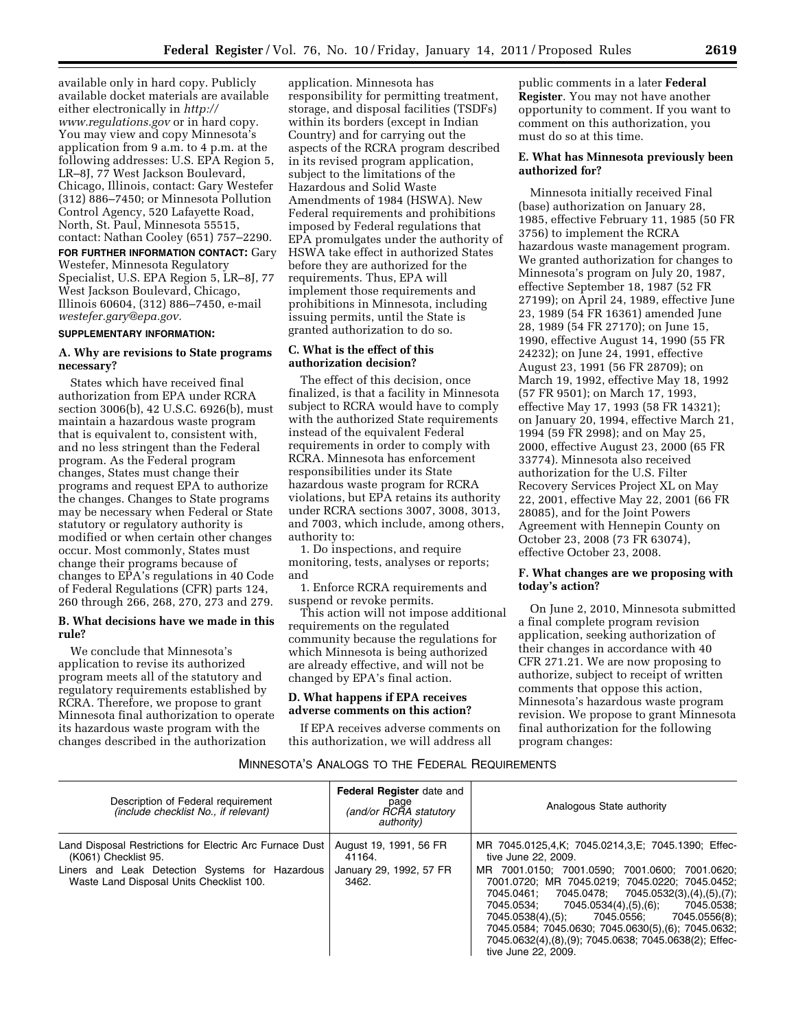available only in hard copy. Publicly available docket materials are available either electronically in *http://www.regulations.gov* or in hard copy. You may view and copy Minnesota's application from 9 a.m. to 4 p.m. at the following addresses: U.S. EPA Region 5, LR–8J, 77 West Jackson Boulevard, Chicago, Illinois, contact: Gary Westefer (312) 886–7450; or Minnesota Pollution Control Agency, 520 Lafayette Road, North, St. Paul, Minnesota 55515, contact: Nathan Cooley (651) 757–2290.

**FOR FURTHER INFORMATION CONTACT:** Gary Westefer, Minnesota Regulatory Specialist, U.S. EPA Region 5, LR–8J, 77 West Jackson Boulevard, Chicago, Illinois 60604, (312) 886–7450, e-mail *westefer.gary@epa.gov.*

**SUPPLEMENTARY INFORMATION:**

### A. Why are revisions to State programs necessary?

States which have received final authorization from EPA under RCRA section 3006(b), 42 U.S.C. 6926(b), must maintain a hazardous waste program that is equivalent to, consistent with, and no less stringent than the Federal program. As the Federal program changes, States must change their programs and request EPA to authorize the changes. Changes to State programs may be necessary when Federal or State statutory or regulatory authority is modified or when certain other changes occur. Most commonly, States must change their programs because of changes to EPA's regulations in 40 Code of Federal Regulations (CFR) parts 124, 260 through 266, 268, 270, 273 and 279.

### B. What decisions have we made in this rule?

We conclude that Minnesota's application to revise its authorized program meets all of the statutory and regulatory requirements established by RCRA. Therefore, we propose to grant Minnesota final authorization to operate its hazardous waste program with the changes described in the authorization application. Minnesota has responsibility for permitting treatment, storage, and disposal facilities (TSDFs) within its borders (except in Indian Country) and for carrying out the aspects of the RCRA program described in its revised program application, subject to the limitations of the Hazardous and Solid Waste Amendments of 1984 (HSWA). New Federal requirements and prohibitions imposed by Federal regulations that EPA promulgates under the authority of HSWA take effect in authorized States before they are authorized for the requirements. Thus, EPA will implement those requirements and prohibitions in Minnesota, including issuing permits, until the State is granted authorization to do so.

### C. What is the effect of this authorization decision?

The effect of this decision, once finalized, is that a facility in Minnesota subject to RCRA would have to comply with the authorized State requirements instead of the equivalent Federal requirements in order to comply with RCRA. Minnesota has enforcement responsibilities under its State hazardous waste program for RCRA violations, but EPA retains its authority under RCRA sections 3007, 3008, 3013, and 7003, which include, among others, authority to:

1. Do inspections, and require monitoring, tests, analyses or reports; and

1. Enforce RCRA requirements and suspend or revoke permits.

This action will not impose additional requirements on the regulated community because the regulations for which Minnesota is being authorized are already effective, and will not be changed by EPA's final action.

### D. What happens if EPA receives adverse comments on this action?

If EPA receives adverse comments on this authorization, we will address all public comments in a later **Federal Register**. You may not have another opportunity to comment. If you want to comment on this authorization, you must do so at this time.

### E. What has Minnesota previously been authorized for?

Minnesota initially received Final (base) authorization on January 28, 1985, effective February 11, 1985 (50 FR 3756) to implement the RCRA hazardous waste management program. We granted authorization for changes to Minnesota's program on July 20, 1987, effective September 18, 1987 (52 FR 27199); on April 24, 1989, effective June 23, 1989 (54 FR 16361) amended June 28, 1989 (54 FR 27170); on June 15, 1990, effective August 14, 1990 (55 FR 24232); on June 24, 1991, effective August 23, 1991 (56 FR 28709); on March 19, 1992, effective May 18, 1992 (57 FR 9501); on March 17, 1993, effective May 17, 1993 (58 FR 14321); on January 20, 1994, effective March 21, 1994 (59 FR 2998); and on May 25, 2000, effective August 23, 2000 (65 FR 33774). Minnesota also received authorization for the U.S. Filter Recovery Services Project XL on May 22, 2001, effective May 22, 2001 (66 FR 28085), and for the Joint Powers Agreement with Hennepin County on October 23, 2008 (73 FR 63074), effective October 23, 2008.

### F. What changes are we proposing with today's action?

On June 2, 2010, Minnesota submitted a final complete program revision application, seeking authorization of their changes in accordance with 40 CFR 271.21. We are now proposing to authorize, subject to receipt of written comments that oppose this action, Minnesota's hazardous waste program revision. We propose to grant Minnesota final authorization for the following program changes:

MINNESOTA'S ANALOGS TO THE FEDERAL REQUIREMENTS

| Description of Federal requirement *(include checklist No., if relevant)* | **Federal Register** date and page *(and/or RCRA statutory authority)* | Analogous State authority |
|---|---|---|
| Land Disposal Restrictions for Electric Arc Furnace Dust (K061) Checklist 95. | August 19, 1991, 56 FR 41164. | MR 7045.0125,4,K; 7045.0214,3,E; 7045.1390; Effective June 22, 2009. |
| Liners and Leak Detection Systems for Hazardous Waste Land Disposal Units Checklist 100. | January 29, 1992, 57 FR 3462. | MR 7001.0150; 7001.0590; 7001.0600; 7001.0620; 7001.0720; MR 7045.0219; 7045.0220; 7045.0452; 7045.0461; 7045.0478; 7045.0532(3),(4),(5),(7); 7045.0534; 7045.0534(4),(5),(6); 7045.0538; 7045.0538(4),(5); 7045.0556; 7045.0556(8); 7045.0584; 7045.0630; 7045.0630(5),(6); 7045.0632; 7045.0632(4),(8),(9); 7045.0638; 7045.0638(2); Effective June 22, 2009. |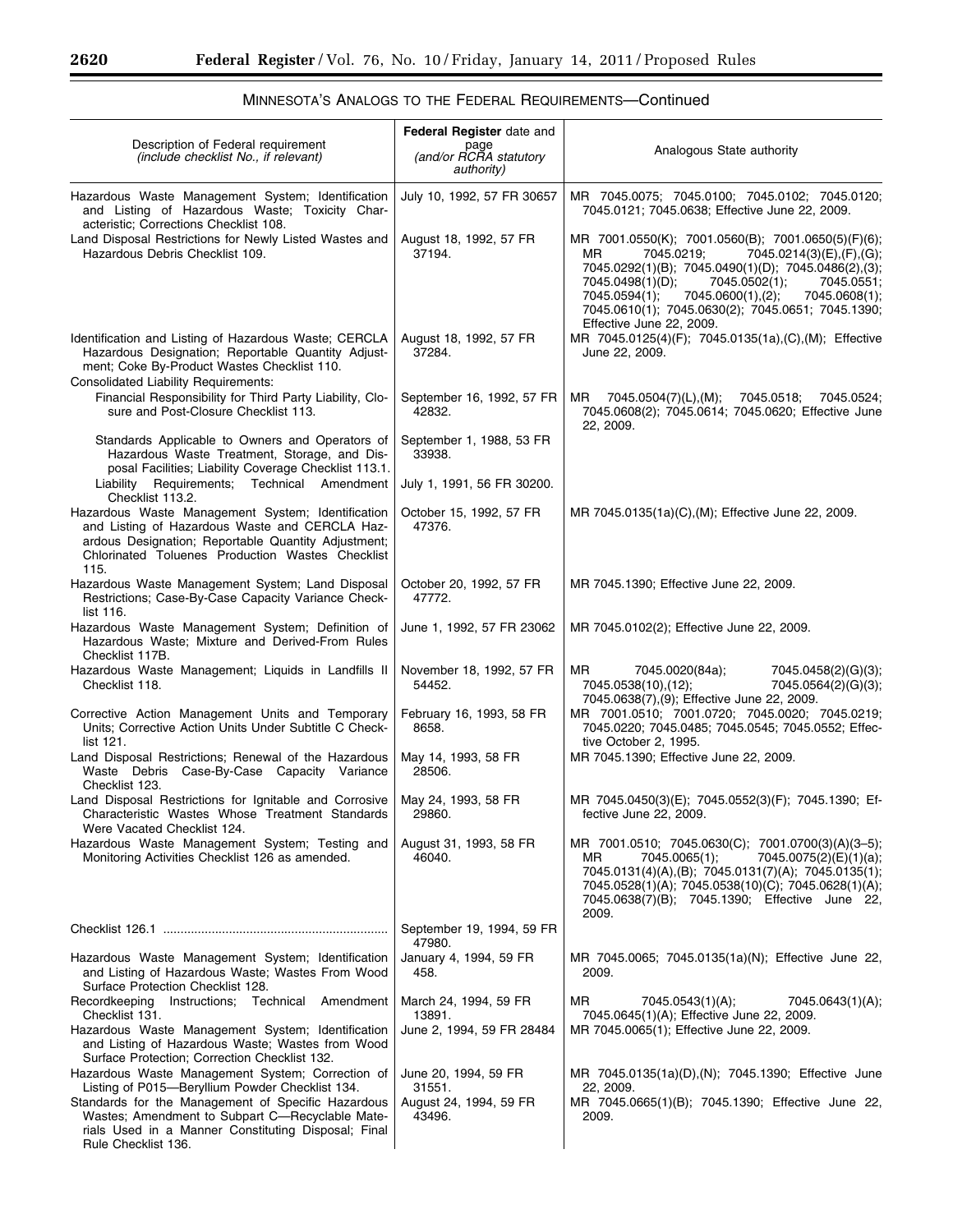MINNESOTA'S ANALOGS TO THE FEDERAL REQUIREMENTS—Continued

| Description of Federal requirement *(include checklist No., if relevant)* | **Federal Register** date and page *(and/or RCRA statutory authority)* | Analogous State authority |
| --- | --- | --- |
| Hazardous Waste Management System; Identification and Listing of Hazardous Waste; Toxicity Characteristic; Corrections Checklist 108. | July 10, 1992, 57 FR 30657 | MR 7045.0075; 7045.0100; 7045.0102; 7045.0120; 7045.0121; 7045.0638; Effective June 22, 2009. |
| Land Disposal Restrictions for Newly Listed Wastes and Hazardous Debris Checklist 109. | August 18, 1992, 57 FR 37194. | MR 7001.0550(K); 7001.0560(B); 7001.0650(5)(F)(6); MR 7045.0219; 7045.0214(3)(E),(F),(G); 7045.0292(1)(B); 7045.0490(1)(D); 7045.0486(2),(3); 7045.0498(1)(D); 7045.0502(1); 7045.0551; 7045.0594(1); 7045.0600(1),(2); 7045.0608(1); 7045.0610(1); 7045.0630(2); 7045.0651; 7045.1390; Effective June 22, 2009. |
| Identification and Listing of Hazardous Waste; CERCLA Hazardous Designation; Reportable Quantity Adjustment; Coke By-Product Wastes Checklist 110. | August 18, 1992, 57 FR 37284. | MR 7045.0125(4)(F); 7045.0135(1a),(C),(M); Effective June 22, 2009. |
| Consolidated Liability Requirements: | | |
| Financial Responsibility for Third Party Liability, Closure and Post-Closure Checklist 113. | September 16, 1992, 57 FR 42832. | MR 7045.0504(7)(L),(M); 7045.0518; 7045.0524; 7045.0608(2); 7045.0614; 7045.0620; Effective June 22, 2009. |
| Standards Applicable to Owners and Operators of Hazardous Waste Treatment, Storage, and Disposal Facilities; Liability Coverage Checklist 113.1. | September 1, 1988, 53 FR 33938. | |
| Liability Requirements; Technical Amendment Checklist 113.2. | July 1, 1991, 56 FR 30200. | |
| Hazardous Waste Management System; Identification and Listing of Hazardous Waste and CERCLA Hazardous Designation; Reportable Quantity Adjustment; Chlorinated Toluenes Production Wastes Checklist 115. | October 15, 1992, 57 FR 47376. | MR 7045.0135(1a)(C),(M); Effective June 22, 2009. |
| Hazardous Waste Management System; Land Disposal Restrictions; Case-By-Case Capacity Variance Checklist 116. | October 20, 1992, 57 FR 47772. | MR 7045.1390; Effective June 22, 2009. |
| Hazardous Waste Management System; Definition of Hazardous Waste; Mixture and Derived-From Rules Checklist 117B. | June 1, 1992, 57 FR 23062 | MR 7045.0102(2); Effective June 22, 2009. |
| Hazardous Waste Management; Liquids in Landfills II Checklist 118. | November 18, 1992, 57 FR 54452. | MR 7045.0020(84a); 7045.0458(2)(G)(3); 7045.0538(10),(12); 7045.0564(2)(G)(3); 7045.0638(7),(9); Effective June 22, 2009. |
| Corrective Action Management Units and Temporary Units; Corrective Action Units Under Subtitle C Checklist 121. | February 16, 1993, 58 FR 8658. | MR 7001.0510; 7001.0720; 7045.0020; 7045.0219; 7045.0220; 7045.0485; 7045.0545; 7045.0552; Effective October 2, 1995. |
| Land Disposal Restrictions; Renewal of the Hazardous Waste Debris Case-By-Case Capacity Variance Checklist 123. | May 14, 1993, 58 FR 28506. | MR 7045.1390; Effective June 22, 2009. |
| Land Disposal Restrictions for Ignitable and Corrosive Characteristic Wastes Whose Treatment Standards Were Vacated Checklist 124. | May 24, 1993, 58 FR 29860. | MR 7045.0450(3)(E); 7045.0552(3)(F); 7045.1390; Effective June 22, 2009. |
| Hazardous Waste Management System; Testing and Monitoring Activities Checklist 126 as amended. | August 31, 1993, 58 FR 46040. | MR 7001.0510; 7045.0630(C); 7001.0700(3)(A)(3–5); MR 7045.0065(1); 7045.0075(2)(E)(1)(a); 7045.0131(4)(A),(B); 7045.0131(7)(A); 7045.0135(1); 7045.0528(1)(A); 7045.0538(10)(C); 7045.0628(1)(A); 7045.0638(7)(B); 7045.1390; Effective June 22, 2009. |
| Checklist 126.1 | September 19, 1994, 59 FR 47980. | |
| Hazardous Waste Management System; Identification and Listing of Hazardous Waste; Wastes From Wood Surface Protection Checklist 128. | January 4, 1994, 59 FR 458. | MR 7045.0065; 7045.0135(1a)(N); Effective June 22, 2009. |
| Recordkeeping Instructions; Technical Amendment Checklist 131. | March 24, 1994, 59 FR 13891. | MR 7045.0543(1)(A); 7045.0643(1)(A); 7045.0645(1)(A); Effective June 22, 2009. |
| Hazardous Waste Management System; Identification and Listing of Hazardous Waste; Wastes from Wood Surface Protection; Correction Checklist 132. | June 2, 1994, 59 FR 28484 | MR 7045.0065(1); Effective June 22, 2009. |
| Hazardous Waste Management System; Correction of Listing of P015—Beryllium Powder Checklist 134. | June 20, 1994, 59 FR 31551. | MR 7045.0135(1a)(D),(N); 7045.1390; Effective June 22, 2009. |
| Standards for the Management of Specific Hazardous Wastes; Amendment to Subpart C—Recyclable Materials Used in a Manner Constituting Disposal; Final Rule Checklist 136. | August 24, 1994, 59 FR 43496. | MR 7045.0665(1)(B); 7045.1390; Effective June 22, 2009. |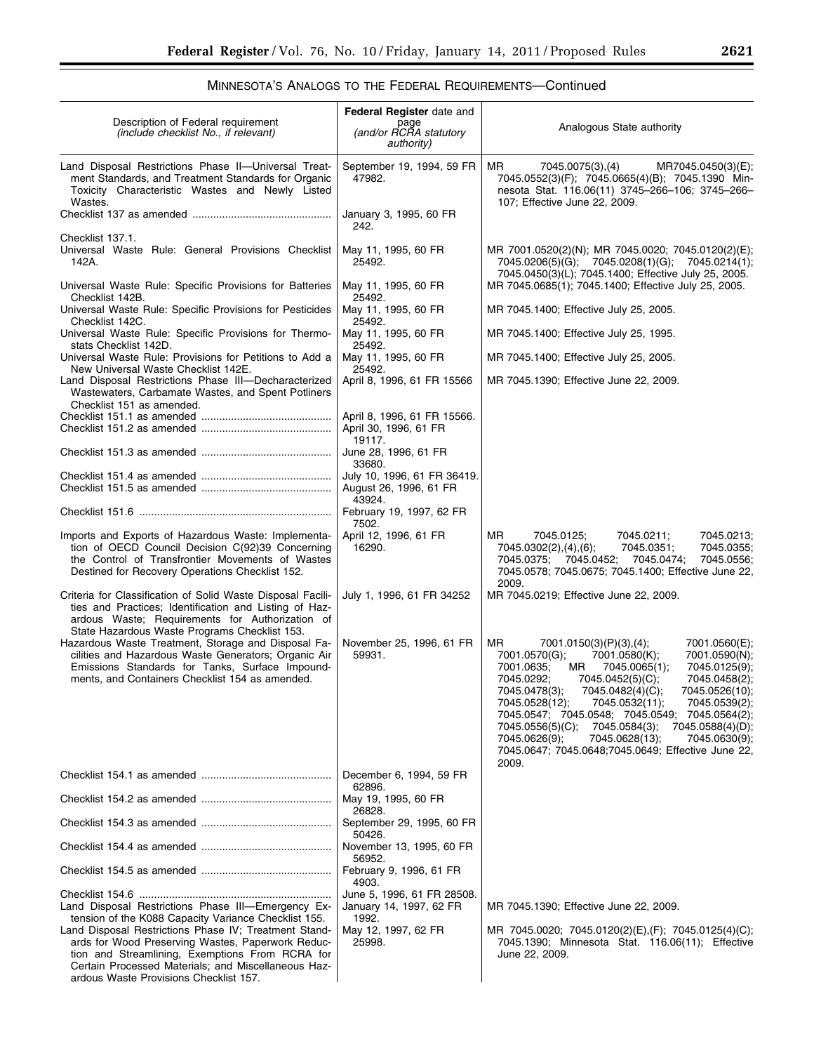## MINNESOTA'S ANALOGS TO THE FEDERAL REQUIREMENTS—Continued

| Description of Federal requirement *(include checklist No., if relevant)* | **Federal Register** date and page *(and/or RCRA statutory authority)* | Analogous State authority |
|---|---|---|
| Land Disposal Restrictions Phase II—Universal Treatment Standards, and Treatment Standards for Organic Toxicity Characteristic Wastes and Newly Listed Wastes. | September 19, 1994, 59 FR 47982. | MR 7045.0075(3),(4) MR7045.0450(3)(E); 7045.0552(3)(F); 7045.0665(4)(B); 7045.1390 Minnesota Stat. 116.06(11) 3745–266–106; 3745–266–107; Effective June 22, 2009. |
| Checklist 137 as amended | January 3, 1995, 60 FR 242. | |
| Checklist 137.1. | | |
| Universal Waste Rule: General Provisions Checklist 142A. | May 11, 1995, 60 FR 25492. | MR 7001.0520(2)(N); MR 7045.0020; 7045.0120(2)(E); 7045.0206(5)(G); 7045.0208(1)(G); 7045.0214(1); 7045.0450(3)(L); 7045.1400; Effective July 25, 2005. |
| Universal Waste Rule: Specific Provisions for Batteries Checklist 142B. | May 11, 1995, 60 FR 25492. | MR 7045.0685(1); 7045.1400; Effective July 25, 2005. |
| Universal Waste Rule: Specific Provisions for Pesticides Checklist 142C. | May 11, 1995, 60 FR 25492. | MR 7045.1400; Effective July 25, 2005. |
| Universal Waste Rule: Specific Provisions for Thermostats Checklist 142D. | May 11, 1995, 60 FR 25492. | MR 7045.1400; Effective July 25, 1995. |
| Universal Waste Rule: Provisions for Petitions to Add a New Universal Waste Checklist 142E. | May 11, 1995, 60 FR 25492. | MR 7045.1400; Effective July 25, 2005. |
| Land Disposal Restrictions Phase III—Decharacterized Wastewaters, Carbamate Wastes, and Spent Potliners Checklist 151 as amended. | April 8, 1996, 61 FR 15566 | MR 7045.1390; Effective June 22, 2009. |
| Checklist 151.1 as amended | April 8, 1996, 61 FR 15566. | |
| Checklist 151.2 as amended | April 30, 1996, 61 FR 19117. | |
| Checklist 151.3 as amended | June 28, 1996, 61 FR 33680. | |
| Checklist 151.4 as amended | July 10, 1996, 61 FR 36419. | |
| Checklist 151.5 as amended | August 26, 1996, 61 FR 43924. | |
| Checklist 151.6 | February 19, 1997, 62 FR 7502. | |
| Imports and Exports of Hazardous Waste: Implementation of OECD Council Decision C(92)39 Concerning the Control of Transfrontier Movements of Wastes Destined for Recovery Operations Checklist 152. | April 12, 1996, 61 FR 16290. | MR 7045.0125; 7045.0211; 7045.0213; 7045.0302(2),(4),(6); 7045.0351; 7045.0355; 7045.0375; 7045.0452; 7045.0474; 7045.0556; 7045.0578; 7045.0675; 7045.1400; Effective June 22, 2009. |
| Criteria for Classification of Solid Waste Disposal Facilities and Practices; Identification and Listing of Hazardous Waste; Requirements for Authorization of State Hazardous Waste Programs Checklist 153. | July 1, 1996, 61 FR 34252 | MR 7045.0219; Effective June 22, 2009. |
| Hazardous Waste Treatment, Storage and Disposal Facilities and Hazardous Waste Generators; Organic Air Emissions Standards for Tanks, Surface Impoundments, and Containers Checklist 154 as amended. | November 25, 1996, 61 FR 59931. | MR 7001.0150(3)(P)(3),(4); 7001.0560(E); 7001.0570(G); 7001.0580(K); 7001.0590(N); 7001.0635; MR 7045.0065(1); 7045.0125(9); 7045.0292; 7045.0452(5)(C); 7045.0458(2); 7045.0478(3); 7045.0482(4)(C); 7045.0526(10); 7045.0528(12); 7045.0532(11); 7045.0539(2); 7045.0547; 7045.0548; 7045.0549; 7045.0564(2); 7045.0556(5)(C); 7045.0584(3); 7045.0588(4)(D); 7045.0626(9); 7045.0628(13); 7045.0630(9); 7045.0647; 7045.0648;7045.0649; Effective June 22, 2009. |
| Checklist 154.1 as amended | December 6, 1994, 59 FR 62896. | |
| Checklist 154.2 as amended | May 19, 1995, 60 FR 26828. | |
| Checklist 154.3 as amended | September 29, 1995, 60 FR 50426. | |
| Checklist 154.4 as amended | November 13, 1995, 60 FR 56952. | |
| Checklist 154.5 as amended | February 9, 1996, 61 FR 4903. | |
| Checklist 154.6 | June 5, 1996, 61 FR 28508. | |
| Land Disposal Restrictions Phase III—Emergency Extension of the K088 Capacity Variance Checklist 155. | January 14, 1997, 62 FR 1992. | MR 7045.1390; Effective June 22, 2009. |
| Land Disposal Restrictions Phase IV; Treatment Standards for Wood Preserving Wastes, Paperwork Reduction and Streamlining, Exemptions From RCRA for Certain Processed Materials; and Miscellaneous Hazardous Waste Provisions Checklist 157. | May 12, 1997, 62 FR 25998. | MR 7045.0020; 7045.0120(2)(E),(F); 7045.0125(4)(C); 7045.1390; Minnesota Stat. 116.06(11); Effective June 22, 2009. |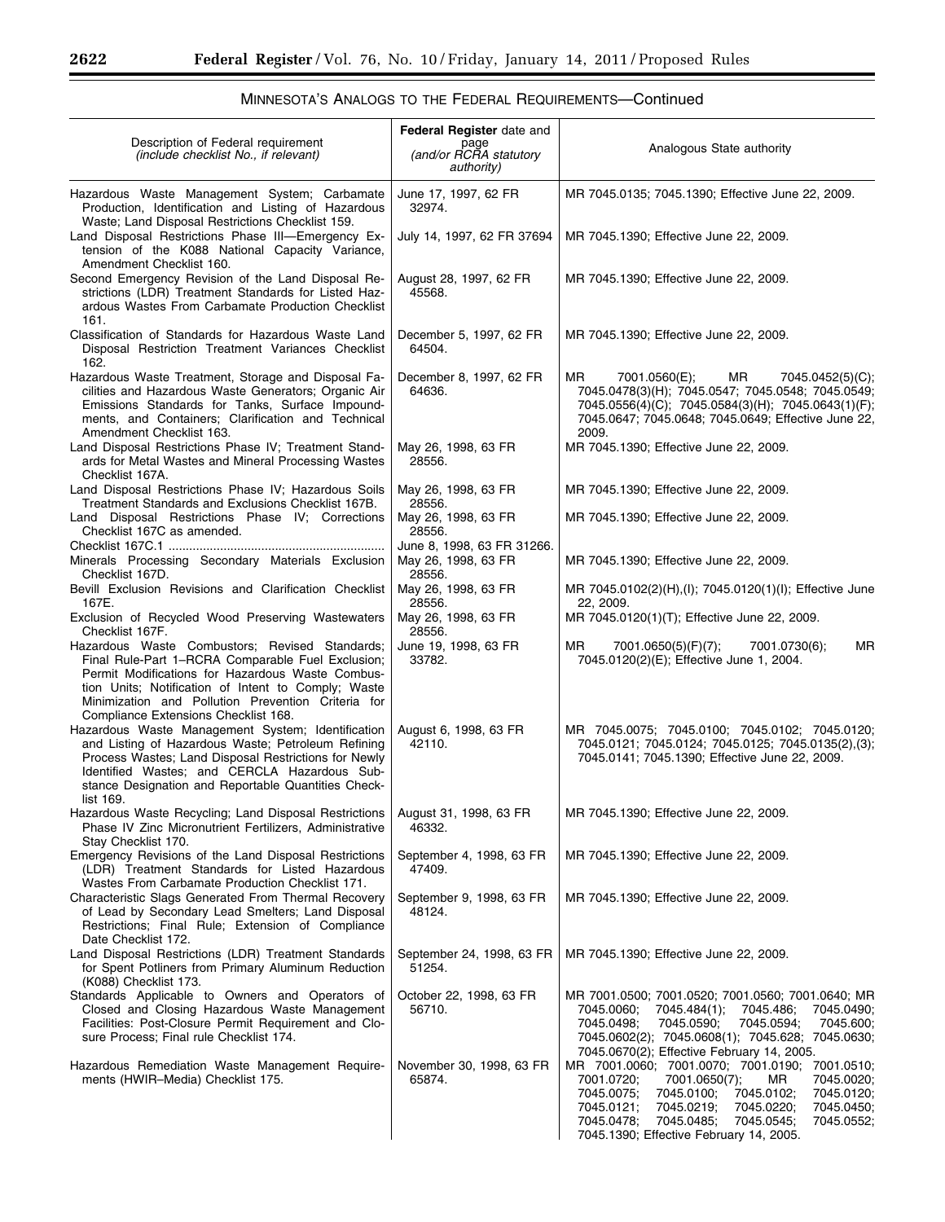# MINNESOTA'S ANALOGS TO THE FEDERAL REQUIREMENTS—Continued

| Description of Federal requirement *(include checklist No., if relevant)* | **Federal Register** date and page *(and/or RCRA statutory authority)* | Analogous State authority |
|---|---|---|
| Hazardous Waste Management System; Carbamate Production, Identification and Listing of Hazardous Waste; Land Disposal Restrictions Checklist 159. | June 17, 1997, 62 FR 32974. | MR 7045.0135; 7045.1390; Effective June 22, 2009. |
| Land Disposal Restrictions Phase III—Emergency Extension of the K088 National Capacity Variance, Amendment Checklist 160. | July 14, 1997, 62 FR 37694 | MR 7045.1390; Effective June 22, 2009. |
| Second Emergency Revision of the Land Disposal Restrictions (LDR) Treatment Standards for Listed Hazardous Wastes From Carbamate Production Checklist 161. | August 28, 1997, 62 FR 45568. | MR 7045.1390; Effective June 22, 2009. |
| Classification of Standards for Hazardous Waste Land Disposal Restriction Treatment Variances Checklist 162. | December 5, 1997, 62 FR 64504. | MR 7045.1390; Effective June 22, 2009. |
| Hazardous Waste Treatment, Storage and Disposal Facilities and Hazardous Waste Generators; Organic Air Emissions Standards for Tanks, Surface Impoundments, and Containers; Clarification and Technical Amendment Checklist 163. | December 8, 1997, 62 FR 64636. | MR 7001.0560(E); MR 7045.0452(5)(C); 7045.0478(3)(H); 7045.0547; 7045.0548; 7045.0549; 7045.0556(4)(C); 7045.0584(3)(H); 7045.0643(1)(F); 7045.0647; 7045.0648; 7045.0649; Effective June 22, 2009. |
| Land Disposal Restrictions Phase IV; Treatment Standards for Metal Wastes and Mineral Processing Wastes Checklist 167A. | May 26, 1998, 63 FR 28556. | MR 7045.1390; Effective June 22, 2009. |
| Land Disposal Restrictions Phase IV; Hazardous Soils Treatment Standards and Exclusions Checklist 167B. | May 26, 1998, 63 FR 28556. | MR 7045.1390; Effective June 22, 2009. |
| Land Disposal Restrictions Phase IV; Corrections Checklist 167C as amended. | May 26, 1998, 63 FR 28556. | MR 7045.1390; Effective June 22, 2009. |
| Checklist 167C.1 | June 8, 1998, 63 FR 31266. | |
| Minerals Processing Secondary Materials Exclusion Checklist 167D. | May 26, 1998, 63 FR 28556. | MR 7045.1390; Effective June 22, 2009. |
| Bevill Exclusion Revisions and Clarification Checklist 167E. | May 26, 1998, 63 FR 28556. | MR 7045.0102(2)(H),(I); 7045.0120(1)(I); Effective June 22, 2009. |
| Exclusion of Recycled Wood Preserving Wastewaters Checklist 167F. | May 26, 1998, 63 FR 28556. | MR 7045.0120(1)(T); Effective June 22, 2009. |
| Hazardous Waste Combustors; Revised Standards; Final Rule-Part 1–RCRA Comparable Fuel Exclusion; Permit Modifications for Hazardous Waste Combustion Units; Notification of Intent to Comply; Waste Minimization and Pollution Prevention Criteria for Compliance Extensions Checklist 168. | June 19, 1998, 63 FR 33782. | MR 7001.0650(5)(F)(7); 7001.0730(6); MR 7045.0120(2)(E); Effective June 1, 2004. |
| Hazardous Waste Management System; Identification and Listing of Hazardous Waste; Petroleum Refining Process Wastes; Land Disposal Restrictions for Newly Identified Wastes; and CERCLA Hazardous Substance Designation and Reportable Quantities Checklist 169. | August 6, 1998, 63 FR 42110. | MR 7045.0075; 7045.0100; 7045.0102; 7045.0120; 7045.0121; 7045.0124; 7045.0125; 7045.0135(2),(3); 7045.0141; 7045.1390; Effective June 22, 2009. |
| Hazardous Waste Recycling; Land Disposal Restrictions Phase IV Zinc Micronutrient Fertilizers, Administrative Stay Checklist 170. | August 31, 1998, 63 FR 46332. | MR 7045.1390; Effective June 22, 2009. |
| Emergency Revisions of the Land Disposal Restrictions (LDR) Treatment Standards for Listed Hazardous Wastes From Carbamate Production Checklist 171. | September 4, 1998, 63 FR 47409. | MR 7045.1390; Effective June 22, 2009. |
| Characteristic Slags Generated From Thermal Recovery of Lead by Secondary Lead Smelters; Land Disposal Restrictions; Final Rule; Extension of Compliance Date Checklist 172. | September 9, 1998, 63 FR 48124. | MR 7045.1390; Effective June 22, 2009. |
| Land Disposal Restrictions (LDR) Treatment Standards for Spent Potliners from Primary Aluminum Reduction (K088) Checklist 173. | September 24, 1998, 63 FR 51254. | MR 7045.1390; Effective June 22, 2009. |
| Standards Applicable to Owners and Operators of Closed and Closing Hazardous Waste Management Facilities: Post-Closure Permit Requirement and Closure Process; Final rule Checklist 174. | October 22, 1998, 63 FR 56710. | MR 7001.0500; 7001.0520; 7001.0560; 7001.0640; MR 7045.0060; 7045.484(1); 7045.486; 7045.0490; 7045.0498; 7045.0590; 7045.0594; 7045.600; 7045.0602(2); 7045.0608(1); 7045.628; 7045.0630; 7045.0670(2); Effective February 14, 2005. |
| Hazardous Remediation Waste Management Requirements (HWIR–Media) Checklist 175. | November 30, 1998, 63 FR 65874. | MR 7001.0060; 7001.0070; 7001.0190; 7001.0510; 7001.0720; 7001.0650(7); MR 7045.0020; 7045.0075; 7045.0100; 7045.0102; 7045.0120; 7045.0121; 7045.0219; 7045.0220; 7045.0450; 7045.0478; 7045.0485; 7045.0545; 7045.0552; 7045.1390; Effective February 14, 2005. |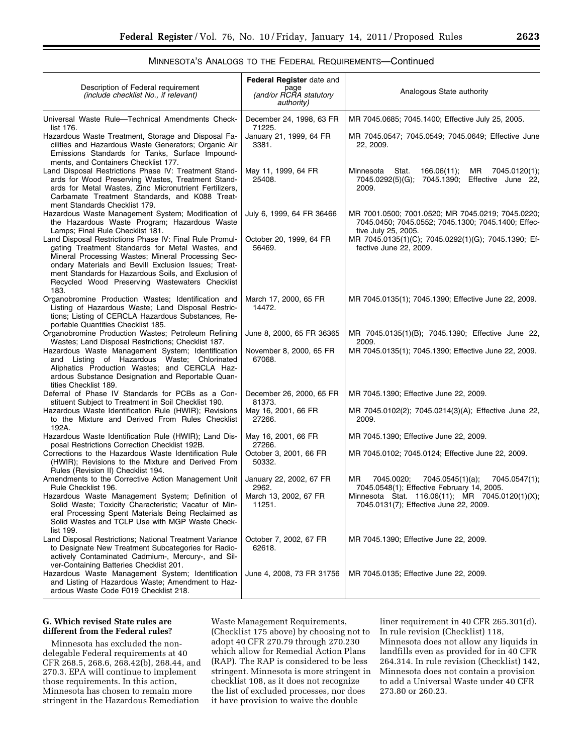MINNESOTA'S ANALOGS TO THE FEDERAL REQUIREMENTS—Continued

| Description of Federal requirement *(include checklist No., if relevant)* | **Federal Register** date and page *(and/or RCRA statutory authority)* | Analogous State authority |
|---|---|---|
| Universal Waste Rule—Technical Amendments Checklist 176. | December 24, 1998, 63 FR 71225. | MR 7045.0685; 7045.1400; Effective July 25, 2005. |
| Hazardous Waste Treatment, Storage and Disposal Facilities and Hazardous Waste Generators; Organic Air Emissions Standards for Tanks, Surface Impoundments, and Containers Checklist 177. | January 21, 1999, 64 FR 3381. | MR 7045.0547; 7045.0549; 7045.0649; Effective June 22, 2009. |
| Land Disposal Restrictions Phase IV: Treatment Standards for Wood Preserving Wastes, Treatment Standards for Metal Wastes, Zinc Micronutrient Fertilizers, Carbamate Treatment Standards, and K088 Treatment Standards Checklist 179. | May 11, 1999, 64 FR 25408. | Minnesota Stat. 166.06(11); MR 7045.0120(1); 7045.0292(5)(G); 7045.1390; Effective June 22, 2009. |
| Hazardous Waste Management System; Modification of the Hazardous Waste Program; Hazardous Waste Lamps; Final Rule Checklist 181. | July 6, 1999, 64 FR 36466 | MR 7001.0500; 7001.0520; MR 7045.0219; 7045.0220; 7045.0450; 7045.0552; 7045.1300; 7045.1400; Effective July 25, 2005. |
| Land Disposal Restrictions Phase IV: Final Rule Promulgating Treatment Standards for Metal Wastes, and Mineral Processing Wastes; Mineral Processing Secondary Materials and Bevill Exclusion Issues; Treatment Standards for Hazardous Soils, and Exclusion of Recycled Wood Preserving Wastewaters Checklist 183. | October 20, 1999, 64 FR 56469. | MR 7045.0135(1)(C); 7045.0292(1)(G); 7045.1390; Effective June 22, 2009. |
| Organobromine Production Wastes; Identification and Listing of Hazardous Waste; Land Disposal Restrictions; Listing of CERCLA Hazardous Substances, Reportable Quantities Checklist 185. | March 17, 2000, 65 FR 14472. | MR 7045.0135(1); 7045.1390; Effective June 22, 2009. |
| Organobromine Production Wastes; Petroleum Refining Wastes; Land Disposal Restrictions; Checklist 187. | June 8, 2000, 65 FR 36365 | MR 7045.0135(1)(B); 7045.1390; Effective June 22, 2009. |
| Hazardous Waste Management System; Identification and Listing of Hazardous Waste; Chlorinated Aliphatics Production Wastes; and CERCLA Hazardous Substance Designation and Reportable Quantities Checklist 189. | November 8, 2000, 65 FR 67068. | MR 7045.0135(1); 7045.1390; Effective June 22, 2009. |
| Deferral of Phase IV Standards for PCBs as a Constituent Subject to Treatment in Soil Checklist 190. | December 26, 2000, 65 FR 81373. | MR 7045.1390; Effective June 22, 2009. |
| Hazardous Waste Identification Rule (HWIR); Revisions to the Mixture and Derived From Rules Checklist 192A. | May 16, 2001, 66 FR 27266. | MR 7045.0102(2); 7045.0214(3)(A); Effective June 22, 2009. |
| Hazardous Waste Identification Rule (HWIR); Land Disposal Restrictions Correction Checklist 192B. | May 16, 2001, 66 FR 27266. | MR 7045.1390; Effective June 22, 2009. |
| Corrections to the Hazardous Waste Identification Rule (HWIR); Revisions to the Mixture and Derived From Rules (Revision II) Checklist 194. | October 3, 2001, 66 FR 50332. | MR 7045.0102; 7045.0124; Effective June 22, 2009. |
| Amendments to the Corrective Action Management Unit Rule Checklist 196. | January 22, 2002, 67 FR 2962. | MR 7045.0020; 7045.0545(1)(a); 7045.0547(1); 7045.0548(1); Effective February 14, 2005. |
| Hazardous Waste Management System; Definition of Solid Waste; Toxicity Characteristic; Vacatur of Mineral Processing Spent Materials Being Reclaimed as Solid Wastes and TCLP Use with MGP Waste Checklist 199. | March 13, 2002, 67 FR 11251. | Minnesota Stat. 116.06(11); MR 7045.0120(1)(X); 7045.0131(7); Effective June 22, 2009. |
| Land Disposal Restrictions; National Treatment Variance to Designate New Treatment Subcategories for Radioactively Contaminated Cadmium-, Mercury-, and Silver-Containing Batteries Checklist 201. | October 7, 2002, 67 FR 62618. | MR 7045.1390; Effective June 22, 2009. |
| Hazardous Waste Management System; Identification and Listing of Hazardous Waste; Amendment to Hazardous Waste Code F019 Checklist 218. | June 4, 2008, 73 FR 31756 | MR 7045.0135; Effective June 22, 2009. |

**G. Which revised State rules are different from the Federal rules?**

Minnesota has excluded the non-delegable Federal requirements at 40 CFR 268.5, 268.6, 268.42(b), 268.44, and 270.3. EPA will continue to implement those requirements. In this action, Minnesota has chosen to remain more stringent in the Hazardous Remediation Waste Management Requirements, (Checklist 175 above) by choosing not to adopt 40 CFR 270.79 through 270.230 which allow for Remedial Action Plans (RAP). The RAP is considered to be less stringent. Minnesota is more stringent in checklist 108, as it does not recognize the list of excluded processes, nor does it have provision to waive the double liner requirement in 40 CFR 265.301(d). In rule revision (Checklist) 118, Minnesota does not allow any liquids in landfills even as provided for in 40 CFR 264.314. In rule revision (Checklist) 142, Minnesota does not contain a provision to add a Universal Waste under 40 CFR 273.80 or 260.23.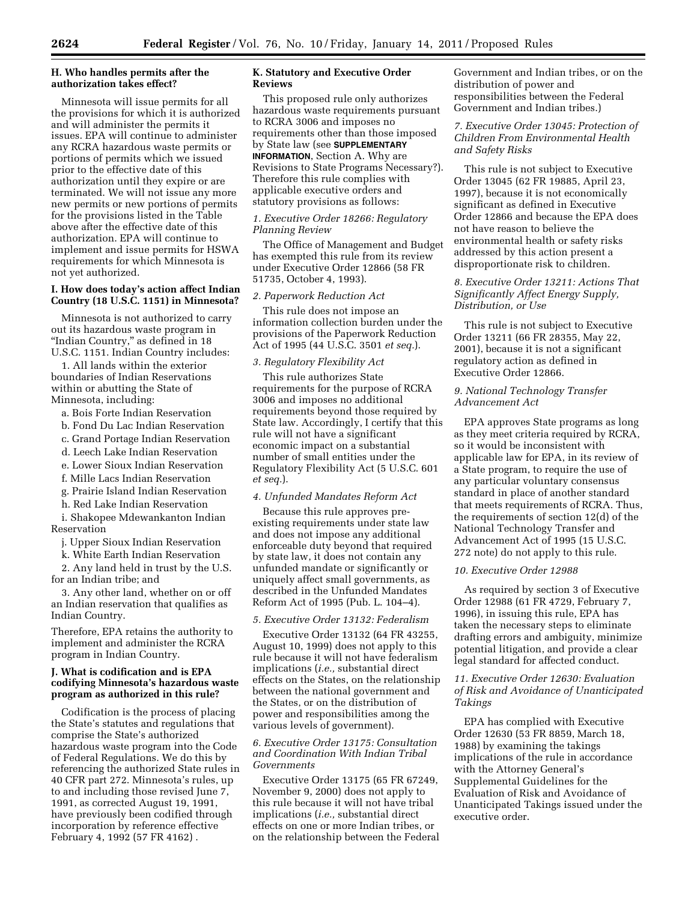### H. Who handles permits after the authorization takes effect?

Minnesota will issue permits for all the provisions for which it is authorized and will administer the permits it issues. EPA will continue to administer any RCRA hazardous waste permits or portions of permits which we issued prior to the effective date of this authorization until they expire or are terminated. We will not issue any more new permits or new portions of permits for the provisions listed in the Table above after the effective date of this authorization. EPA will continue to implement and issue permits for HSWA requirements for which Minnesota is not yet authorized.

### I. How does today's action affect Indian Country (18 U.S.C. 1151) in Minnesota?

Minnesota is not authorized to carry out its hazardous waste program in "Indian Country," as defined in 18 U.S.C. 1151. Indian Country includes:

1. All lands within the exterior boundaries of Indian Reservations within or abutting the State of Minnesota, including:

   a. Bois Forte Indian Reservation

   b. Fond Du Lac Indian Reservation

   c. Grand Portage Indian Reservation

   d. Leech Lake Indian Reservation

   e. Lower Sioux Indian Reservation

   f. Mille Lacs Indian Reservation

   g. Prairie Island Indian Reservation

   h. Red Lake Indian Reservation

   i. Shakopee Mdewankanton Indian Reservation

   j. Upper Sioux Indian Reservation

   k. White Earth Indian Reservation

2. Any land held in trust by the U.S. for an Indian tribe; and

3. Any other land, whether on or off an Indian reservation that qualifies as Indian Country.

Therefore, EPA retains the authority to implement and administer the RCRA program in Indian Country.

### J. What is codification and is EPA codifying Minnesota's hazardous waste program as authorized in this rule?

Codification is the process of placing the State's statutes and regulations that comprise the State's authorized hazardous waste program into the Code of Federal Regulations. We do this by referencing the authorized State rules in 40 CFR part 272. Minnesota's rules, up to and including those revised June 7, 1991, as corrected August 19, 1991, have previously been codified through incorporation by reference effective February 4, 1992 (57 FR 4162) .

### K. Statutory and Executive Order Reviews

This proposed rule only authorizes hazardous waste requirements pursuant to RCRA 3006 and imposes no requirements other than those imposed by State law (see **SUPPLEMENTARY INFORMATION**, Section A. Why are Revisions to State Programs Necessary?). Therefore this rule complies with applicable executive orders and statutory provisions as follows:

*1. Executive Order 18266: Regulatory Planning Review*

The Office of Management and Budget has exempted this rule from its review under Executive Order 12866 (58 FR 51735, October 4, 1993).

*2. Paperwork Reduction Act*

This rule does not impose an information collection burden under the provisions of the Paperwork Reduction Act of 1995 (44 U.S.C. 3501 *et seq.*).

*3. Regulatory Flexibility Act*

This rule authorizes State requirements for the purpose of RCRA 3006 and imposes no additional requirements beyond those required by State law. Accordingly, I certify that this rule will not have a significant economic impact on a substantial number of small entities under the Regulatory Flexibility Act (5 U.S.C. 601 *et seq.*).

*4. Unfunded Mandates Reform Act*

Because this rule approves pre-existing requirements under state law and does not impose any additional enforceable duty beyond that required by state law, it does not contain any unfunded mandate or significantly or uniquely affect small governments, as described in the Unfunded Mandates Reform Act of 1995 (Pub. L. 104–4).

*5. Executive Order 13132: Federalism*

Executive Order 13132 (64 FR 43255, August 10, 1999) does not apply to this rule because it will not have federalism implications (*i.e.,* substantial direct effects on the States, on the relationship between the national government and the States, or on the distribution of power and responsibilities among the various levels of government).

*6. Executive Order 13175: Consultation and Coordination With Indian Tribal Governments*

Executive Order 13175 (65 FR 67249, November 9, 2000) does not apply to this rule because it will not have tribal implications (*i.e.,* substantial direct effects on one or more Indian tribes, or on the relationship between the Federal Government and Indian tribes, or on the distribution of power and responsibilities between the Federal Government and Indian tribes.)

*7. Executive Order 13045: Protection of Children From Environmental Health and Safety Risks*

This rule is not subject to Executive Order 13045 (62 FR 19885, April 23, 1997), because it is not economically significant as defined in Executive Order 12866 and because the EPA does not have reason to believe the environmental health or safety risks addressed by this action present a disproportionate risk to children.

*8. Executive Order 13211: Actions That Significantly Affect Energy Supply, Distribution, or Use*

This rule is not subject to Executive Order 13211 (66 FR 28355, May 22, 2001), because it is not a significant regulatory action as defined in Executive Order 12866.

*9. National Technology Transfer Advancement Act*

EPA approves State programs as long as they meet criteria required by RCRA, so it would be inconsistent with applicable law for EPA, in its review of a State program, to require the use of any particular voluntary consensus standard in place of another standard that meets requirements of RCRA. Thus, the requirements of section 12(d) of the National Technology Transfer and Advancement Act of 1995 (15 U.S.C. 272 note) do not apply to this rule.

*10. Executive Order 12988*

As required by section 3 of Executive Order 12988 (61 FR 4729, February 7, 1996), in issuing this rule, EPA has taken the necessary steps to eliminate drafting errors and ambiguity, minimize potential litigation, and provide a clear legal standard for affected conduct.

*11. Executive Order 12630: Evaluation of Risk and Avoidance of Unanticipated Takings*

EPA has complied with Executive Order 12630 (53 FR 8859, March 18, 1988) by examining the takings implications of the rule in accordance with the Attorney General's Supplemental Guidelines for the Evaluation of Risk and Avoidance of Unanticipated Takings issued under the executive order.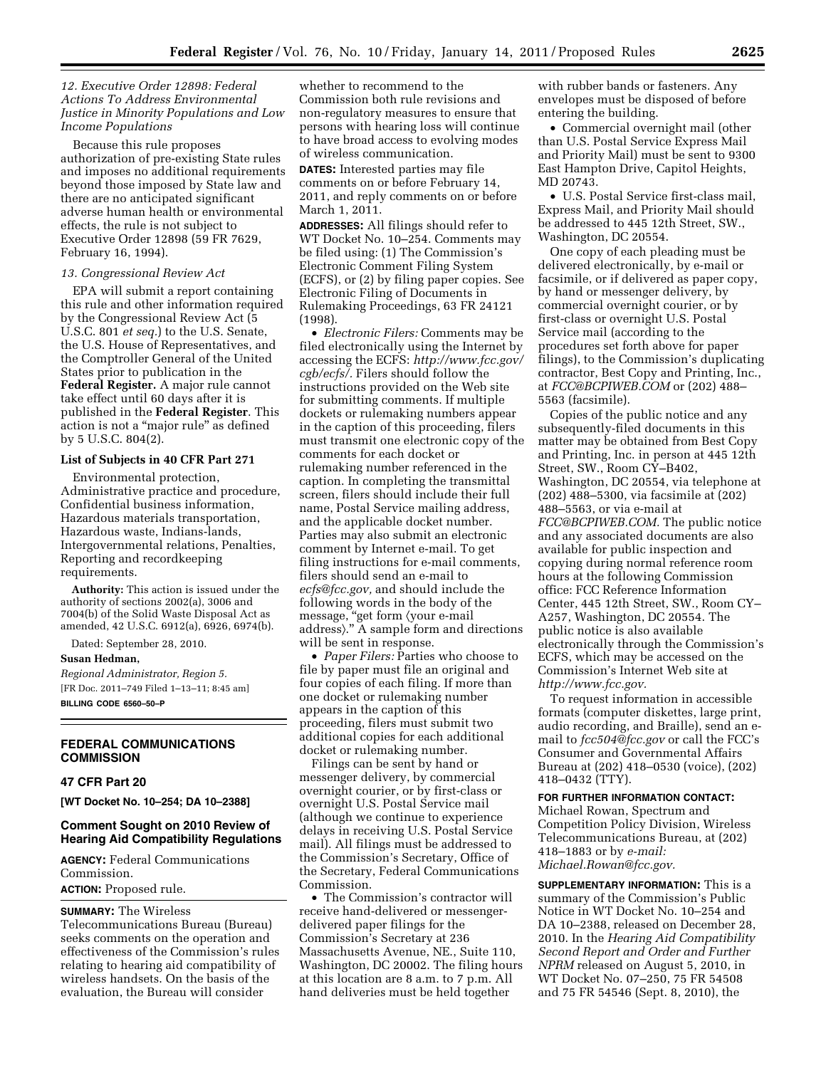### 12. Executive Order 12898: Federal Actions To Address Environmental Justice in Minority Populations and Low Income Populations

Because this rule proposes authorization of pre-existing State rules and imposes no additional requirements beyond those imposed by State law and there are no anticipated significant adverse human health or environmental effects, the rule is not subject to Executive Order 12898 (59 FR 7629, February 16, 1994).

### 13. Congressional Review Act

EPA will submit a report containing this rule and other information required by the Congressional Review Act (5 U.S.C. 801 *et seq.*) to the U.S. Senate, the U.S. House of Representatives, and the Comptroller General of the United States prior to publication in the **Federal Register.** A major rule cannot take effect until 60 days after it is published in the **Federal Register**. This action is not a "major rule" as defined by 5 U.S.C. 804(2).

**List of Subjects in 40 CFR Part 271**

Environmental protection, Administrative practice and procedure, Confidential business information, Hazardous materials transportation, Hazardous waste, Indians-lands, Intergovernmental relations, Penalties, Reporting and recordkeeping requirements.

**Authority:** This action is issued under the authority of sections 2002(a), 3006 and 7004(b) of the Solid Waste Disposal Act as amended, 42 U.S.C. 6912(a), 6926, 6974(b).

Dated: September 28, 2010.

**Susan Hedman,**

*Regional Administrator, Region 5.*

[FR Doc. 2011–749 Filed 1–13–11; 8:45 am]

**BILLING CODE 6560–50–P**

## FEDERAL COMMUNICATIONS COMMISSION

### 47 CFR Part 20

**[WT Docket No. 10–254; DA 10–2388]**

### Comment Sought on 2010 Review of Hearing Aid Compatibility Regulations

**AGENCY:** Federal Communications Commission.

**ACTION:** Proposed rule.

**SUMMARY:** The Wireless Telecommunications Bureau (Bureau) seeks comments on the operation and effectiveness of the Commission's rules relating to hearing aid compatibility of wireless handsets. On the basis of the evaluation, the Bureau will consider whether to recommend to the Commission both rule revisions and non-regulatory measures to ensure that persons with hearing loss will continue to have broad access to evolving modes of wireless communication.

**DATES:** Interested parties may file comments on or before February 14, 2011, and reply comments on or before March 1, 2011.

**ADDRESSES:** All filings should refer to WT Docket No. 10–254. Comments may be filed using: (1) The Commission's Electronic Comment Filing System (ECFS), or (2) by filing paper copies. See Electronic Filing of Documents in Rulemaking Proceedings, 63 FR 24121 (1998).

- *Electronic Filers:* Comments may be filed electronically using the Internet by accessing the ECFS: *http://www.fcc.gov/cgb/ecfs/.* Filers should follow the instructions provided on the Web site for submitting comments. If multiple dockets or rulemaking numbers appear in the caption of this proceeding, filers must transmit one electronic copy of the comments for each docket or rulemaking number referenced in the caption. In completing the transmittal screen, filers should include their full name, Postal Service mailing address, and the applicable docket number. Parties may also submit an electronic comment by Internet e-mail. To get filing instructions for e-mail comments, filers should send an e-mail to *ecfs@fcc.gov,* and should include the following words in the body of the message, "get form ⟨your e-mail address⟩." A sample form and directions will be sent in response.
- *Paper Filers:* Parties who choose to file by paper must file an original and four copies of each filing. If more than one docket or rulemaking number appears in the caption of this proceeding, filers must submit two additional copies for each additional docket or rulemaking number.

Filings can be sent by hand or messenger delivery, by commercial overnight courier, or by first-class or overnight U.S. Postal Service mail (although we continue to experience delays in receiving U.S. Postal Service mail). All filings must be addressed to the Commission's Secretary, Office of the Secretary, Federal Communications Commission.

- The Commission's contractor will receive hand-delivered or messenger-delivered paper filings for the Commission's Secretary at 236 Massachusetts Avenue, NE., Suite 110, Washington, DC 20002. The filing hours at this location are 8 a.m. to 7 p.m. All hand deliveries must be held together with rubber bands or fasteners. Any envelopes must be disposed of before entering the building.
- Commercial overnight mail (other than U.S. Postal Service Express Mail and Priority Mail) must be sent to 9300 East Hampton Drive, Capitol Heights, MD 20743.
- U.S. Postal Service first-class mail, Express Mail, and Priority Mail should be addressed to 445 12th Street, SW., Washington, DC 20554.

One copy of each pleading must be delivered electronically, by e-mail or facsimile, or if delivered as paper copy, by hand or messenger delivery, by commercial overnight courier, or by first-class or overnight U.S. Postal Service mail (according to the procedures set forth above for paper filings), to the Commission's duplicating contractor, Best Copy and Printing, Inc., at *FCC@BCPIWEB.COM* or (202) 488–5563 (facsimile).

Copies of the public notice and any subsequently-filed documents in this matter may be obtained from Best Copy and Printing, Inc. in person at 445 12th Street, SW., Room CY–B402, Washington, DC 20554, via telephone at (202) 488–5300, via facsimile at (202) 488–5563, or via e-mail at *FCC@BCPIWEB.COM.* The public notice and any associated documents are also available for public inspection and copying during normal reference room hours at the following Commission office: FCC Reference Information Center, 445 12th Street, SW., Room CY–A257, Washington, DC 20554. The public notice is also available electronically through the Commission's ECFS, which may be accessed on the Commission's Internet Web site at *http://www.fcc.gov.*

To request information in accessible formats (computer diskettes, large print, audio recording, and Braille), send an e-mail to *fcc504@fcc.gov* or call the FCC's Consumer and Governmental Affairs Bureau at (202) 418–0530 (voice), (202) 418–0432 (TTY).

**FOR FURTHER INFORMATION CONTACT:** Michael Rowan, Spectrum and Competition Policy Division, Wireless Telecommunications Bureau, at (202) 418–1883 or by *e-mail: Michael.Rowan@fcc.gov.*

**SUPPLEMENTARY INFORMATION:** This is a summary of the Commission's Public Notice in WT Docket No. 10–254 and DA 10–2388, released on December 28, 2010. In the *Hearing Aid Compatibility Second Report and Order and Further NPRM* released on August 5, 2010, in WT Docket No. 07–250, 75 FR 54508 and 75 FR 54546 (Sept. 8, 2010), the